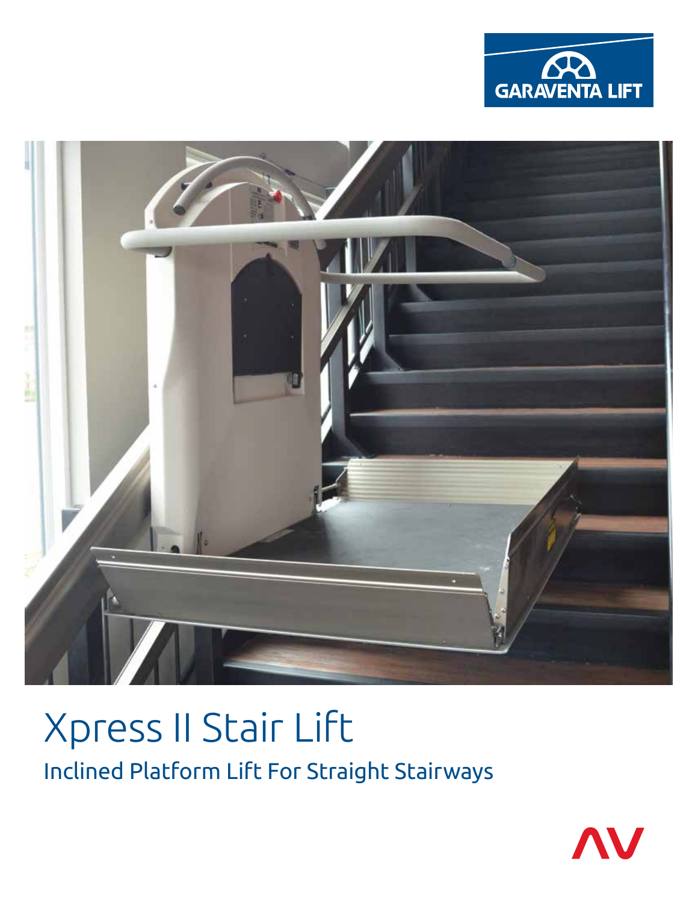GARAVENTA LIFT

# Xpress II Stair Lift

## Inclined Platform Lift For Straight Stairways

AV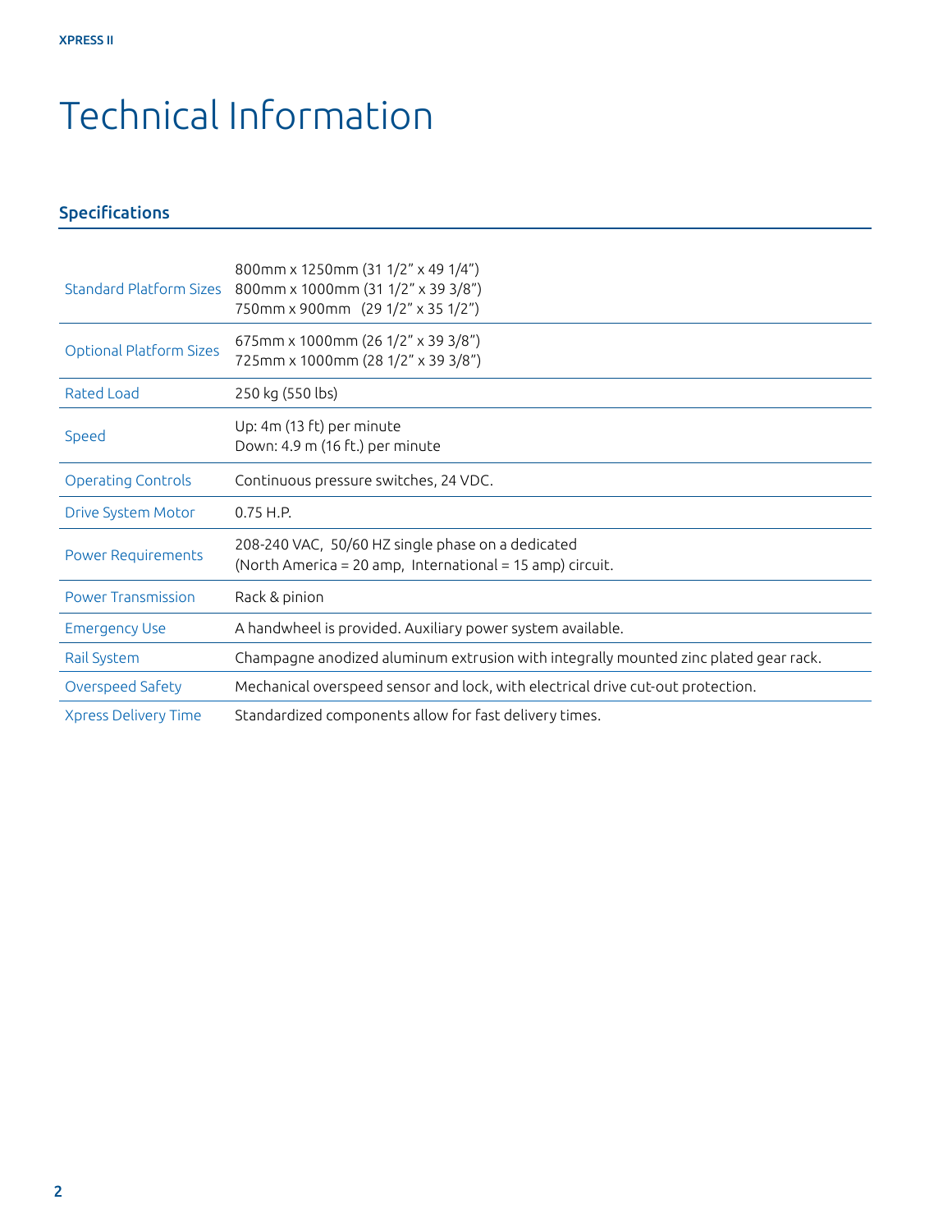# Technical Information

## Specifications

| | |
|---|---|
| Standard Platform Sizes | 800mm x 1250mm (31 1/2" x 49 1/4")<br>800mm x 1000mm (31 1/2" x 39 3/8")<br>750mm x 900mm (29 1/2" x 35 1/2") |
| Optional Platform Sizes | 675mm x 1000mm (26 1/2" x 39 3/8")<br>725mm x 1000mm (28 1/2" x 39 3/8") |
| Rated Load | 250 kg (550 lbs) |
| Speed | Up: 4m (13 ft) per minute<br>Down: 4.9 m (16 ft.) per minute |
| Operating Controls | Continuous pressure switches, 24 VDC. |
| Drive System Motor | 0.75 H.P. |
| Power Requirements | 208-240 VAC, 50/60 HZ single phase on a dedicated<br>(North America = 20 amp, International = 15 amp) circuit. |
| Power Transmission | Rack & pinion |
| Emergency Use | A handwheel is provided. Auxiliary power system available. |
| Rail System | Champagne anodized aluminum extrusion with integrally mounted zinc plated gear rack. |
| Overspeed Safety | Mechanical overspeed sensor and lock, with electrical drive cut-out protection. |
| Xpress Delivery Time | Standardized components allow for fast delivery times. |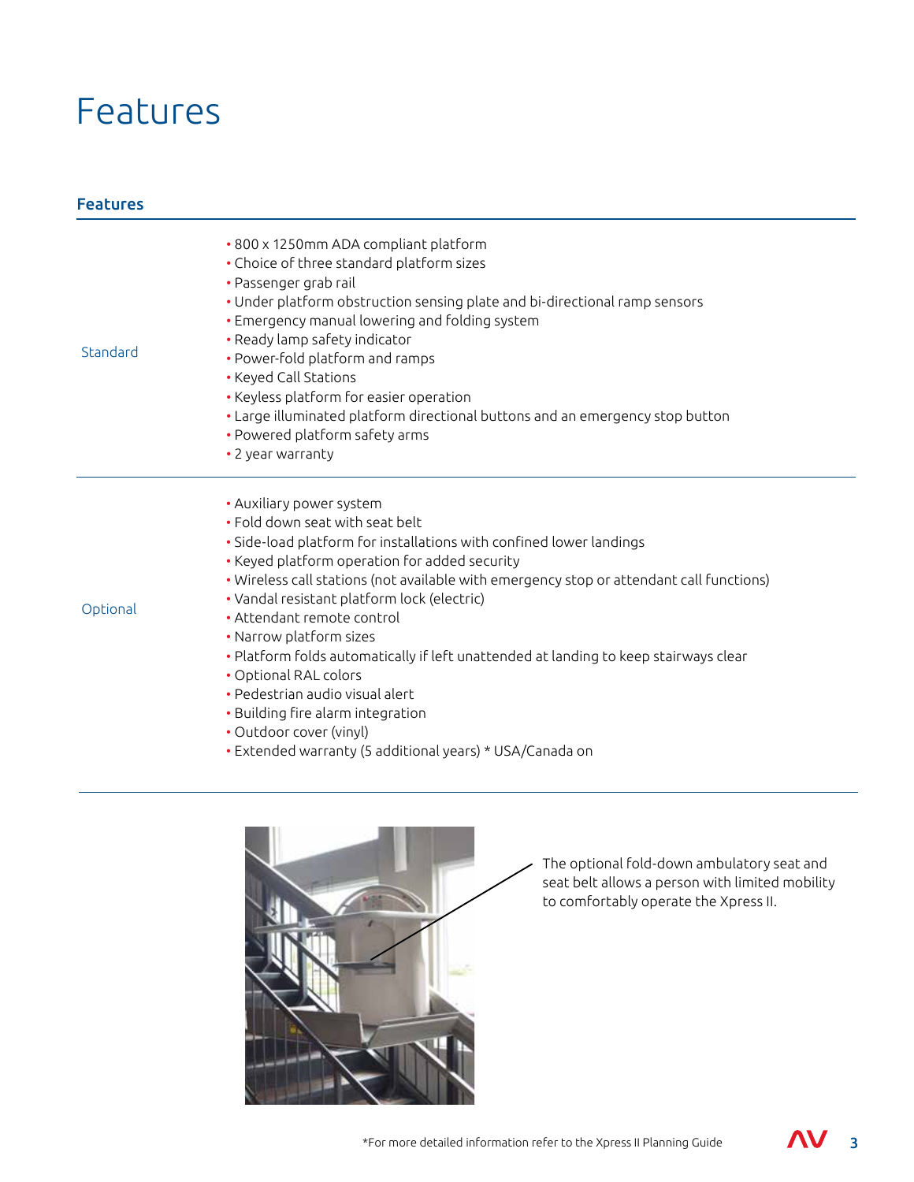# Features

## Features

| | |
|---|---|
| Standard | • 800 x 1250mm ADA compliant platform<br>• Choice of three standard platform sizes<br>• Passenger grab rail<br>• Under platform obstruction sensing plate and bi-directional ramp sensors<br>• Emergency manual lowering and folding system<br>• Ready lamp safety indicator<br>• Power-fold platform and ramps<br>• Keyed Call Stations<br>• Keyless platform for easier operation<br>• Large illuminated platform directional buttons and an emergency stop button<br>• Powered platform safety arms<br>• 2 year warranty |
| Optional | • Auxiliary power system<br>• Fold down seat with seat belt<br>• Side-load platform for installations with confined lower landings<br>• Keyed platform operation for added security<br>• Wireless call stations (not available with emergency stop or attendant call functions)<br>• Vandal resistant platform lock (electric)<br>• Attendant remote control<br>• Narrow platform sizes<br>• Platform folds automatically if left unattended at landing to keep stairways clear<br>• Optional RAL colors<br>• Pedestrian audio visual alert<br>• Building fire alarm integration<br>• Outdoor cover (vinyl)<br>• Extended warranty (5 additional years) * USA/Canada on |

The optional fold-down ambulatory seat and seat belt allows a person with limited mobility to comfortably operate the Xpress II.

*For more detailed information refer to the Xpress II Planning Guide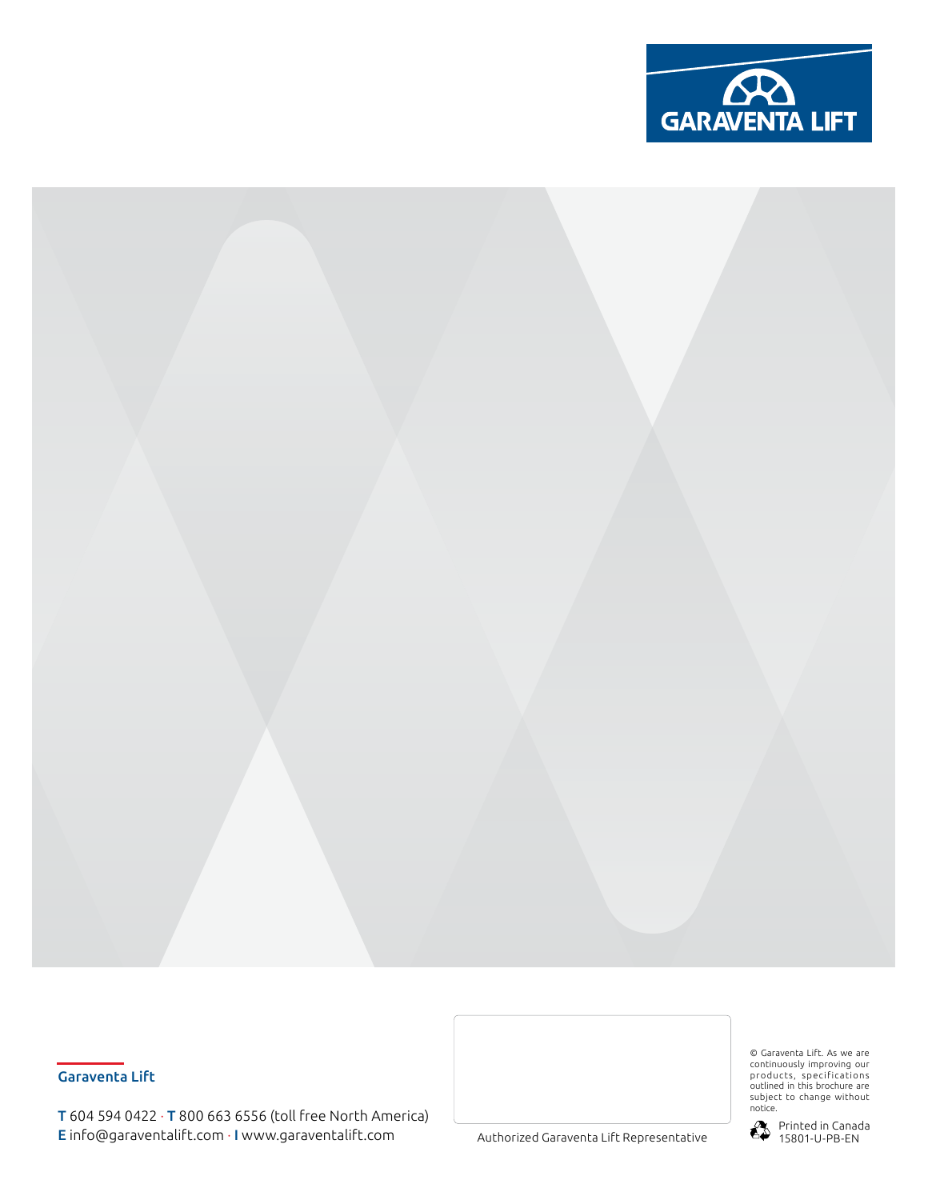GARAVENTA LIFT

**Garaventa Lift**

**T** 604 594 0422 · **T** 800 663 6556 (toll free North America)
**E** info@garaventalift.com · **I** www.garaventalift.com

Authorized Garaventa Lift Representative

© Garaventa Lift. As we are continuously improving our products, specifications outlined in this brochure are subject to change without notice.

Printed in Canada
15801-U-PB-EN